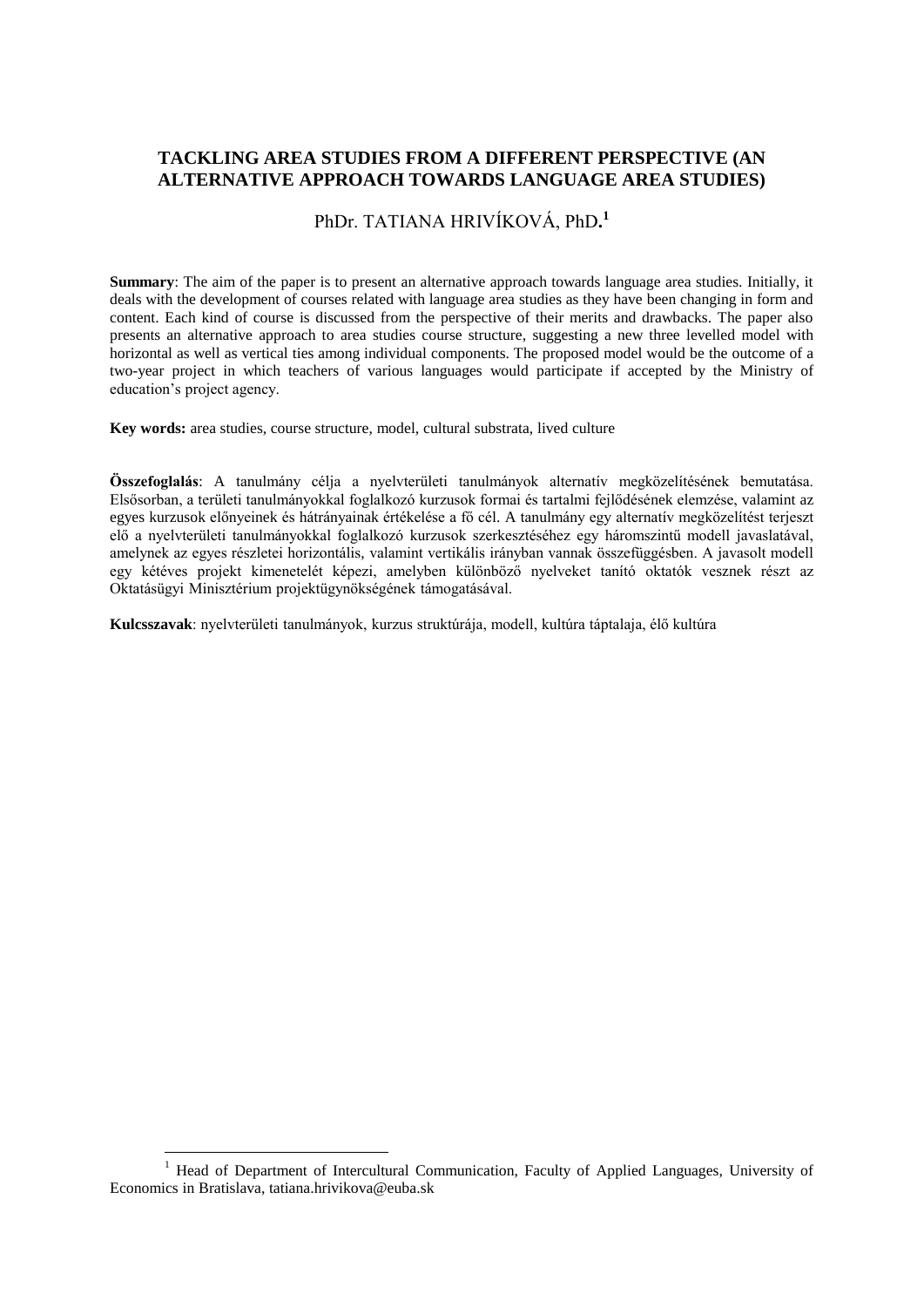# TACKLING AREA STUDIES FROM A DIFFERENT PERSPECTIVE (AN ALTERNATIVE APPROACH TOWARDS LANGUAGE AREA STUDIES)

PhDr. TATIANA HRIVÍKOVÁ, PhD.[1]

**Summary**: The aim of the paper is to present an alternative approach towards language area studies. Initially, it deals with the development of courses related with language area studies as they have been changing in form and content. Each kind of course is discussed from the perspective of their merits and drawbacks. The paper also presents an alternative approach to area studies course structure, suggesting a new three levelled model with horizontal as well as vertical ties among individual components. The proposed model would be the outcome of a two-year project in which teachers of various languages would participate if accepted by the Ministry of education's project agency.

**Key words:** area studies, course structure, model, cultural substrata, lived culture

**Összefoglalás**: A tanulmány célja a nyelvterületi tanulmányok alternatív megközelítésének bemutatása. Elsősorban, a területi tanulmányokkal foglalkozó kurzusok formai és tartalmi fejlődésének elemzése, valamint az egyes kurzusok előnyeinek és hátrányainak értékelése a fő cél. A tanulmány egy alternatív megközelítést terjeszt elő a nyelvterületi tanulmányokkal foglalkozó kurzusok szerkesztéséhez egy háromszintű modell javaslatával, amelynek az egyes részletei horizontális, valamint vertikális irányban vannak összefüggésben. A javasolt modell egy kétéves projekt kimenetelét képezi, amelyben különböző nyelveket tanító oktatók vesznek részt az Oktatásügyi Minisztérium projektügynökségének támogatásával.

**Kulcsszavak**: nyelvterületi tanulmányok, kurzus struktúrája, modell, kultúra táptalaja, élő kultúra

---

[1] Head of Department of Intercultural Communication, Faculty of Applied Languages, University of Economics in Bratislava, tatiana.hrivikova@euba.sk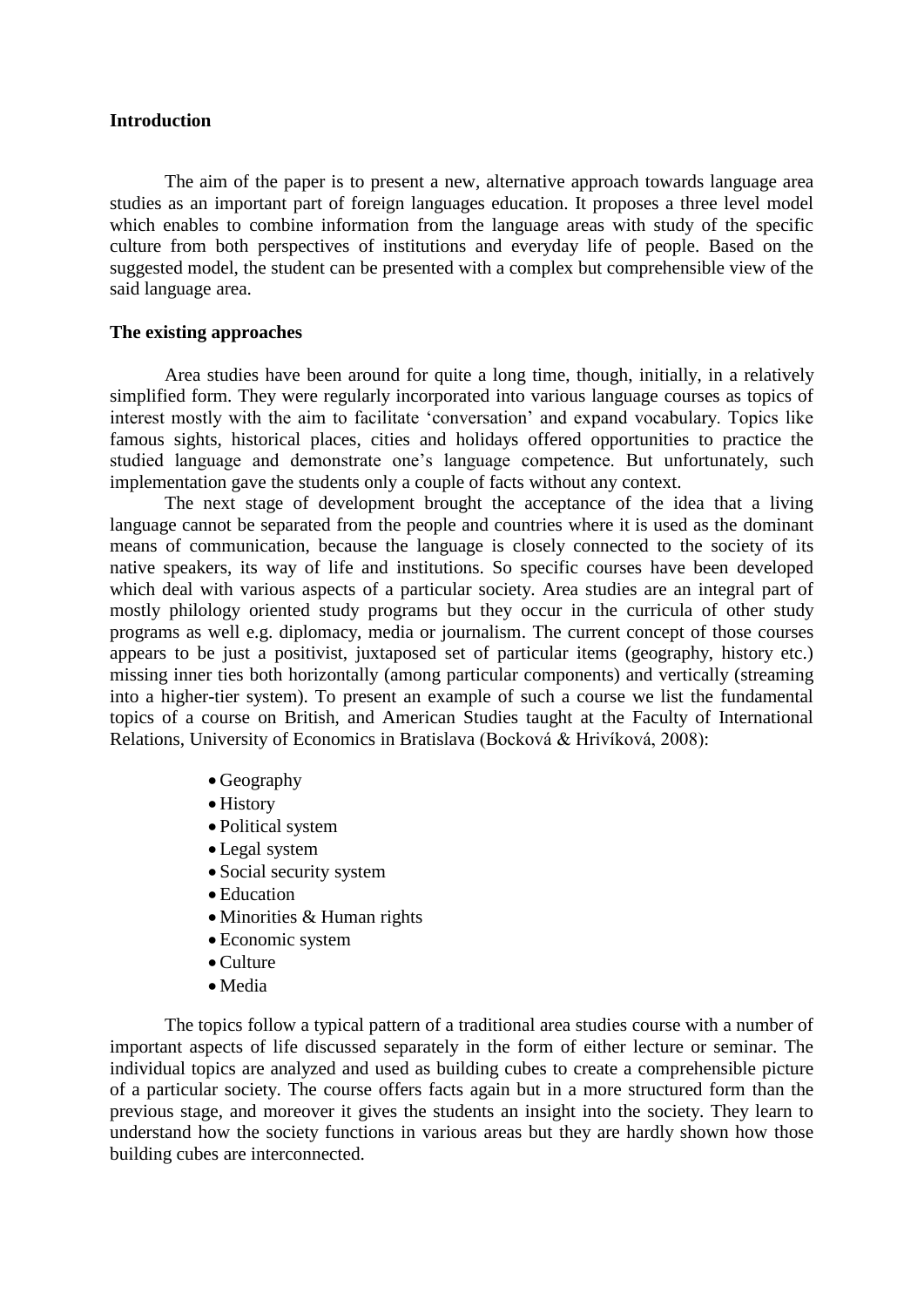**Introduction**

The aim of the paper is to present a new, alternative approach towards language area studies as an important part of foreign languages education. It proposes a three level model which enables to combine information from the language areas with study of the specific culture from both perspectives of institutions and everyday life of people. Based on the suggested model, the student can be presented with a complex but comprehensible view of the said language area.

**The existing approaches**

Area studies have been around for quite a long time, though, initially, in a relatively simplified form. They were regularly incorporated into various language courses as topics of interest mostly with the aim to facilitate 'conversation' and expand vocabulary. Topics like famous sights, historical places, cities and holidays offered opportunities to practice the studied language and demonstrate one's language competence. But unfortunately, such implementation gave the students only a couple of facts without any context.

The next stage of development brought the acceptance of the idea that a living language cannot be separated from the people and countries where it is used as the dominant means of communication, because the language is closely connected to the society of its native speakers, its way of life and institutions. So specific courses have been developed which deal with various aspects of a particular society. Area studies are an integral part of mostly philology oriented study programs but they occur in the curricula of other study programs as well e.g. diplomacy, media or journalism. The current concept of those courses appears to be just a positivist, juxtaposed set of particular items (geography, history etc.) missing inner ties both horizontally (among particular components) and vertically (streaming into a higher-tier system). To present an example of such a course we list the fundamental topics of a course on British, and American Studies taught at the Faculty of International Relations, University of Economics in Bratislava (Bocková & Hrivíková, 2008):

- Geography
- History
- Political system
- Legal system
- Social security system
- Education
- Minorities & Human rights
- Economic system
- Culture
- Media

The topics follow a typical pattern of a traditional area studies course with a number of important aspects of life discussed separately in the form of either lecture or seminar. The individual topics are analyzed and used as building cubes to create a comprehensible picture of a particular society. The course offers facts again but in a more structured form than the previous stage, and moreover it gives the students an insight into the society. They learn to understand how the society functions in various areas but they are hardly shown how those building cubes are interconnected.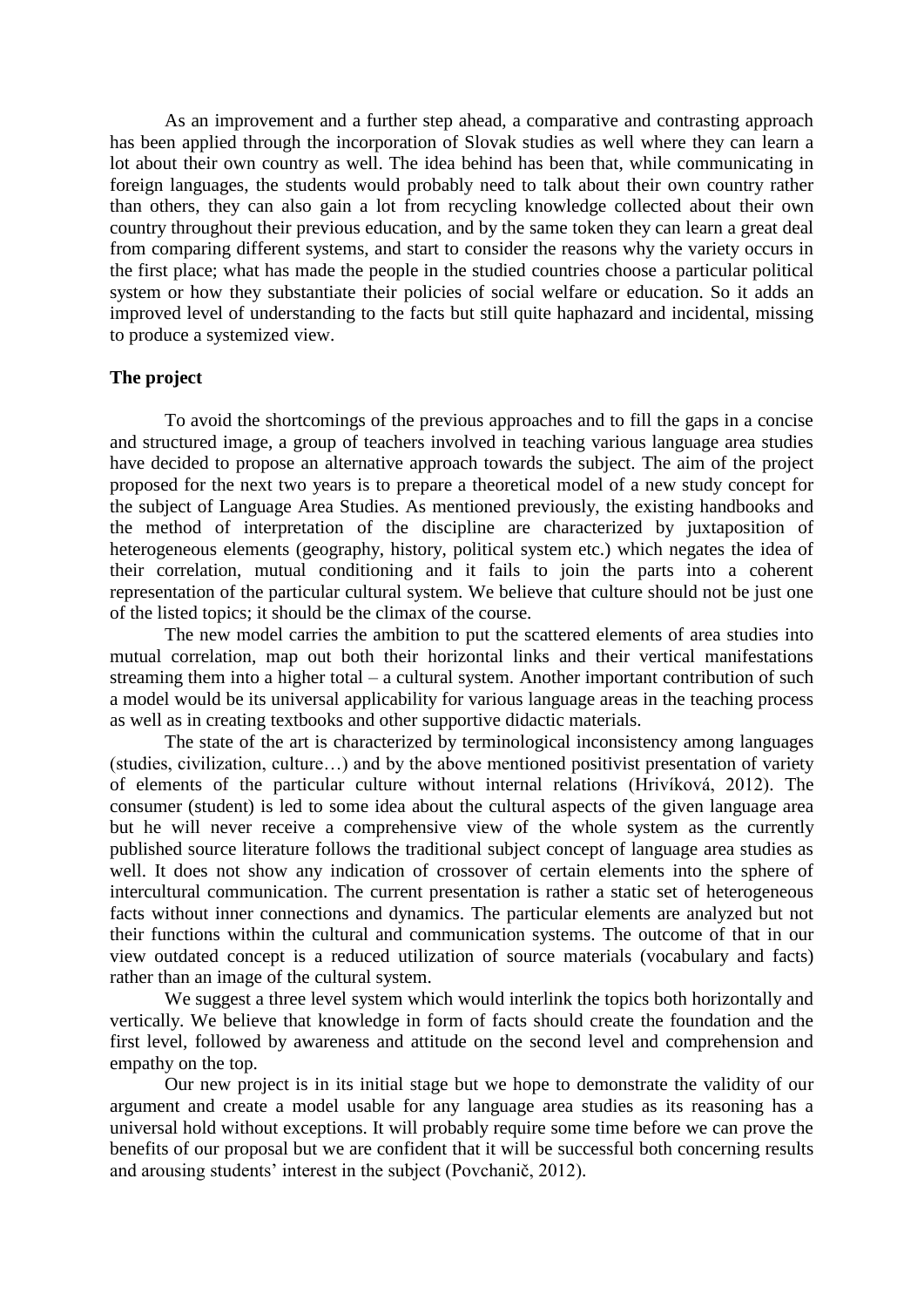As an improvement and a further step ahead, a comparative and contrasting approach has been applied through the incorporation of Slovak studies as well where they can learn a lot about their own country as well. The idea behind has been that, while communicating in foreign languages, the students would probably need to talk about their own country rather than others, they can also gain a lot from recycling knowledge collected about their own country throughout their previous education, and by the same token they can learn a great deal from comparing different systems, and start to consider the reasons why the variety occurs in the first place; what has made the people in the studied countries choose a particular political system or how they substantiate their policies of social welfare or education. So it adds an improved level of understanding to the facts but still quite haphazard and incidental, missing to produce a systemized view.

**The project**

To avoid the shortcomings of the previous approaches and to fill the gaps in a concise and structured image, a group of teachers involved in teaching various language area studies have decided to propose an alternative approach towards the subject. The aim of the project proposed for the next two years is to prepare a theoretical model of a new study concept for the subject of Language Area Studies. As mentioned previously, the existing handbooks and the method of interpretation of the discipline are characterized by juxtaposition of heterogeneous elements (geography, history, political system etc.) which negates the idea of their correlation, mutual conditioning and it fails to join the parts into a coherent representation of the particular cultural system. We believe that culture should not be just one of the listed topics; it should be the climax of the course.

The new model carries the ambition to put the scattered elements of area studies into mutual correlation, map out both their horizontal links and their vertical manifestations streaming them into a higher total – a cultural system. Another important contribution of such a model would be its universal applicability for various language areas in the teaching process as well as in creating textbooks and other supportive didactic materials.

The state of the art is characterized by terminological inconsistency among languages (studies, civilization, culture…) and by the above mentioned positivist presentation of variety of elements of the particular culture without internal relations (Hrivíková, 2012). The consumer (student) is led to some idea about the cultural aspects of the given language area but he will never receive a comprehensive view of the whole system as the currently published source literature follows the traditional subject concept of language area studies as well. It does not show any indication of crossover of certain elements into the sphere of intercultural communication. The current presentation is rather a static set of heterogeneous facts without inner connections and dynamics. The particular elements are analyzed but not their functions within the cultural and communication systems. The outcome of that in our view outdated concept is a reduced utilization of source materials (vocabulary and facts) rather than an image of the cultural system.

We suggest a three level system which would interlink the topics both horizontally and vertically. We believe that knowledge in form of facts should create the foundation and the first level, followed by awareness and attitude on the second level and comprehension and empathy on the top.

Our new project is in its initial stage but we hope to demonstrate the validity of our argument and create a model usable for any language area studies as its reasoning has a universal hold without exceptions. It will probably require some time before we can prove the benefits of our proposal but we are confident that it will be successful both concerning results and arousing students' interest in the subject (Povchanič, 2012).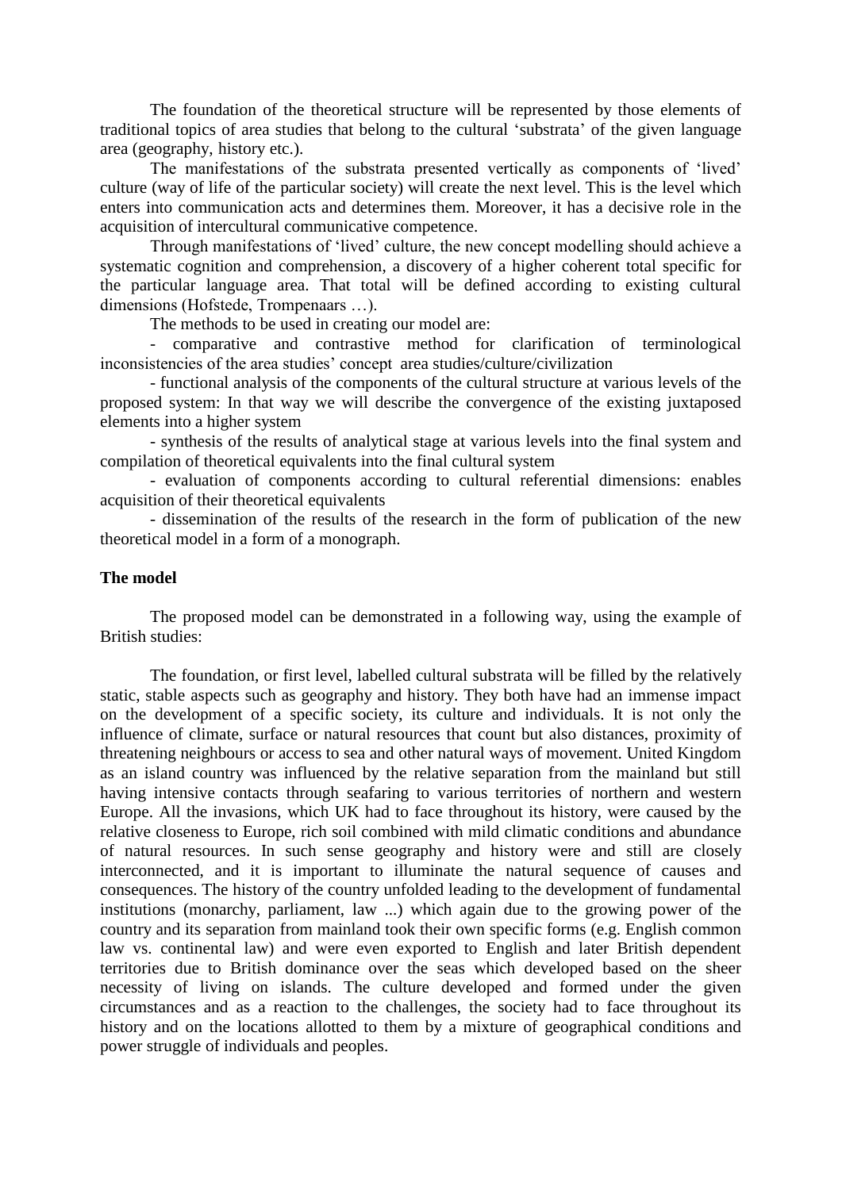The foundation of the theoretical structure will be represented by those elements of traditional topics of area studies that belong to the cultural 'substrata' of the given language area (geography, history etc.).

The manifestations of the substrata presented vertically as components of 'lived' culture (way of life of the particular society) will create the next level. This is the level which enters into communication acts and determines them. Moreover, it has a decisive role in the acquisition of intercultural communicative competence.

Through manifestations of 'lived' culture, the new concept modelling should achieve a systematic cognition and comprehension, a discovery of a higher coherent total specific for the particular language area. That total will be defined according to existing cultural dimensions (Hofstede, Trompenaars …).

The methods to be used in creating our model are:

- comparative and contrastive method for clarification of terminological inconsistencies of the area studies' concept area studies/culture/civilization
- functional analysis of the components of the cultural structure at various levels of the proposed system: In that way we will describe the convergence of the existing juxtaposed elements into a higher system
- synthesis of the results of analytical stage at various levels into the final system and compilation of theoretical equivalents into the final cultural system
- evaluation of components according to cultural referential dimensions: enables acquisition of their theoretical equivalents
- dissemination of the results of the research in the form of publication of the new theoretical model in a form of a monograph.

**The model**

The proposed model can be demonstrated in a following way, using the example of British studies:

The foundation, or first level, labelled cultural substrata will be filled by the relatively static, stable aspects such as geography and history. They both have had an immense impact on the development of a specific society, its culture and individuals. It is not only the influence of climate, surface or natural resources that count but also distances, proximity of threatening neighbours or access to sea and other natural ways of movement. United Kingdom as an island country was influenced by the relative separation from the mainland but still having intensive contacts through seafaring to various territories of northern and western Europe. All the invasions, which UK had to face throughout its history, were caused by the relative closeness to Europe, rich soil combined with mild climatic conditions and abundance of natural resources. In such sense geography and history were and still are closely interconnected, and it is important to illuminate the natural sequence of causes and consequences. The history of the country unfolded leading to the development of fundamental institutions (monarchy, parliament, law ...) which again due to the growing power of the country and its separation from mainland took their own specific forms (e.g. English common law vs. continental law) and were even exported to English and later British dependent territories due to British dominance over the seas which developed based on the sheer necessity of living on islands. The culture developed and formed under the given circumstances and as a reaction to the challenges, the society had to face throughout its history and on the locations allotted to them by a mixture of geographical conditions and power struggle of individuals and peoples.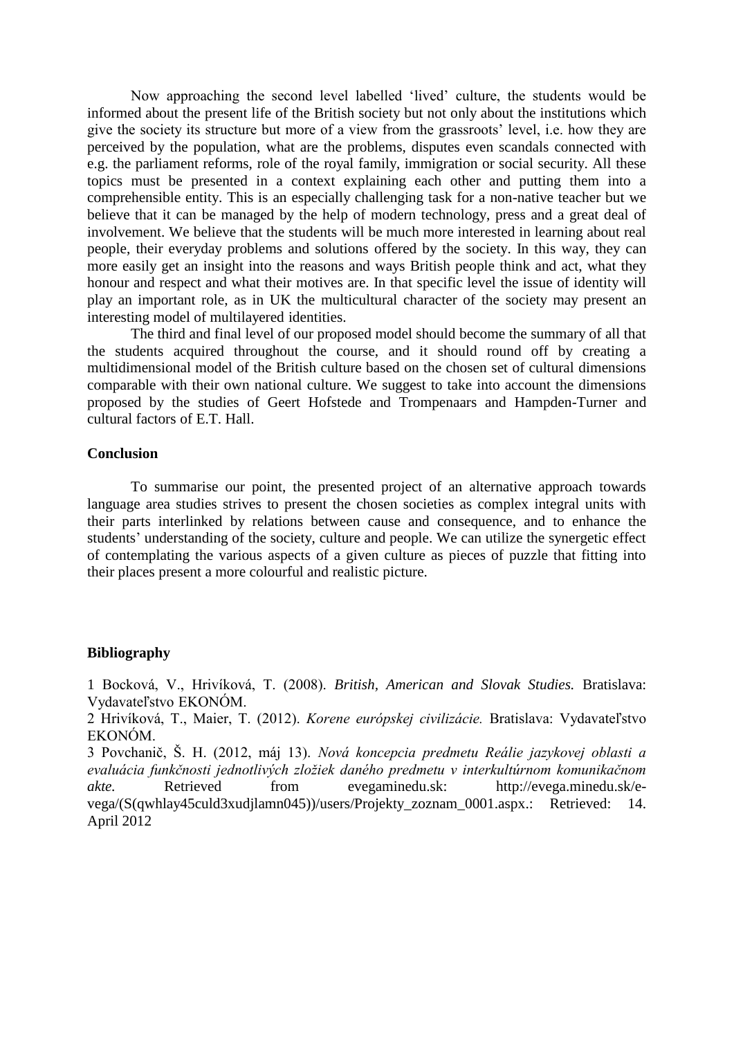Now approaching the second level labelled 'lived' culture, the students would be informed about the present life of the British society but not only about the institutions which give the society its structure but more of a view from the grassroots' level, i.e. how they are perceived by the population, what are the problems, disputes even scandals connected with e.g. the parliament reforms, role of the royal family, immigration or social security. All these topics must be presented in a context explaining each other and putting them into a comprehensible entity. This is an especially challenging task for a non-native teacher but we believe that it can be managed by the help of modern technology, press and a great deal of involvement. We believe that the students will be much more interested in learning about real people, their everyday problems and solutions offered by the society. In this way, they can more easily get an insight into the reasons and ways British people think and act, what they honour and respect and what their motives are. In that specific level the issue of identity will play an important role, as in UK the multicultural character of the society may present an interesting model of multilayered identities.

The third and final level of our proposed model should become the summary of all that the students acquired throughout the course, and it should round off by creating a multidimensional model of the British culture based on the chosen set of cultural dimensions comparable with their own national culture. We suggest to take into account the dimensions proposed by the studies of Geert Hofstede and Trompenaars and Hampden-Turner and cultural factors of E.T. Hall.

**Conclusion**

To summarise our point, the presented project of an alternative approach towards language area studies strives to present the chosen societies as complex integral units with their parts interlinked by relations between cause and consequence, and to enhance the students' understanding of the society, culture and people. We can utilize the synergetic effect of contemplating the various aspects of a given culture as pieces of puzzle that fitting into their places present a more colourful and realistic picture.

**Bibliography**

1 Bocková, V., Hrivíková, T. (2008). *British, American and Slovak Studies.* Bratislava: Vydavateľstvo EKONÓM.

2 Hrivíková, T., Maier, T. (2012). *Korene európskej civilizácie.* Bratislava: Vydavateľstvo EKONÓM.

3 Povchanič, Š. H. (2012, máj 13). *Nová koncepcia predmetu Reálie jazykovej oblasti a evaluácia funkčnosti jednotlivých zložiek daného predmetu v interkultúrnom komunikačnom akte.* Retrieved from evegaminedu.sk: http://evega.minedu.sk/e-vega/(S(qwhlay45culd3xudjlamn045))/users/Projekty_zoznam_0001.aspx.: Retrieved: 14. April 2012